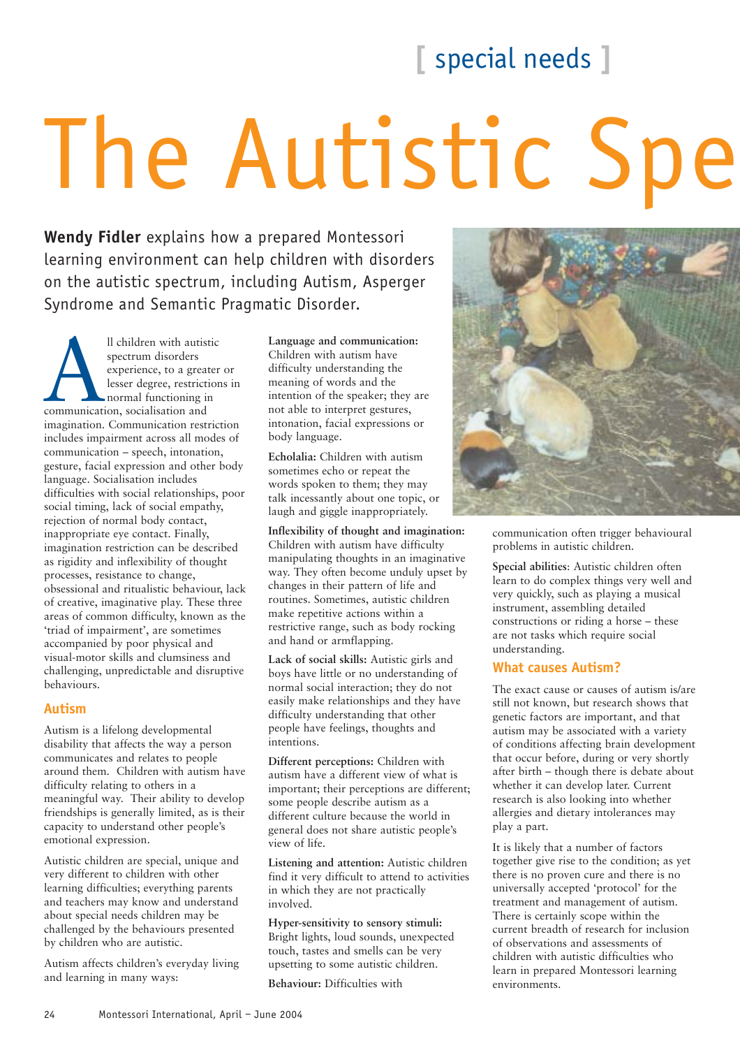[ special needs ]

# The Autistic Spe

**Wendy Fidler** explains how a prepared Montessori learning environment can help children with disorders on the autistic spectrum, including Autism, Asperger Syndrome and Semantic Pragmatic Disorder.

All children with autistic spectrum disorders experience, to a greater or lesser degree, restrictions in normal functioning in communication, socialisation and imagination. Communication restriction includes impairment across all modes of communication – speech, intonation, gesture, facial expression and other body language. Socialisation includes difficulties with social relationships, poor social timing, lack of social empathy, rejection of normal body contact, inappropriate eye contact. Finally, imagination restriction can be described as rigidity and inflexibility of thought processes, resistance to change, obsessional and ritualistic behaviour, lack of creative, imaginative play. These three areas of common difficulty, known as the 'triad of impairment', are sometimes accompanied by poor physical and visual-motor skills and clumsiness and challenging, unpredictable and disruptive behaviours.

## Autism

Autism is a lifelong developmental disability that affects the way a person communicates and relates to people around them. Children with autism have difficulty relating to others in a meaningful way. Their ability to develop friendships is generally limited, as is their capacity to understand other people's emotional expression.

Autistic children are special, unique and very different to children with other learning difficulties; everything parents and teachers may know and understand about special needs children may be challenged by the behaviours presented by children who are autistic.

Autism affects children's everyday living and learning in many ways:

**Language and communication:** Children with autism have difficulty understanding the meaning of words and the intention of the speaker; they are not able to interpret gestures, intonation, facial expressions or body language.

**Echolalia:** Children with autism sometimes echo or repeat the words spoken to them; they may talk incessantly about one topic, or laugh and giggle inappropriately.

**Inflexibility of thought and imagination:** Children with autism have difficulty manipulating thoughts in an imaginative way. They often become unduly upset by changes in their pattern of life and routines. Sometimes, autistic children make repetitive actions within a restrictive range, such as body rocking and hand or armflapping.

**Lack of social skills:** Autistic girls and boys have little or no understanding of normal social interaction; they do not easily make relationships and they have difficulty understanding that other people have feelings, thoughts and intentions.

**Different perceptions:** Children with autism have a different view of what is important; their perceptions are different; some people describe autism as a different culture because the world in general does not share autistic people's view of life.

**Listening and attention:** Autistic children find it very difficult to attend to activities in which they are not practically involved.

**Hyper-sensitivity to sensory stimuli:** Bright lights, loud sounds, unexpected touch, tastes and smells can be very upsetting to some autistic children.

**Behaviour:** Difficulties with communication often trigger behavioural problems in autistic children.

**Special abilities**: Autistic children often learn to do complex things very well and very quickly, such as playing a musical instrument, assembling detailed constructions or riding a horse – these are not tasks which require social understanding.

## What causes Autism?

The exact cause or causes of autism is/are still not known, but research shows that genetic factors are important, and that autism may be associated with a variety of conditions affecting brain development that occur before, during or very shortly after birth – though there is debate about whether it can develop later. Current research is also looking into whether allergies and dietary intolerances may play a part.

It is likely that a number of factors together give rise to the condition; as yet there is no proven cure and there is no universally accepted 'protocol' for the treatment and management of autism. There is certainly scope within the current breadth of research for inclusion of observations and assessments of children with autistic difficulties who learn in prepared Montessori learning environments.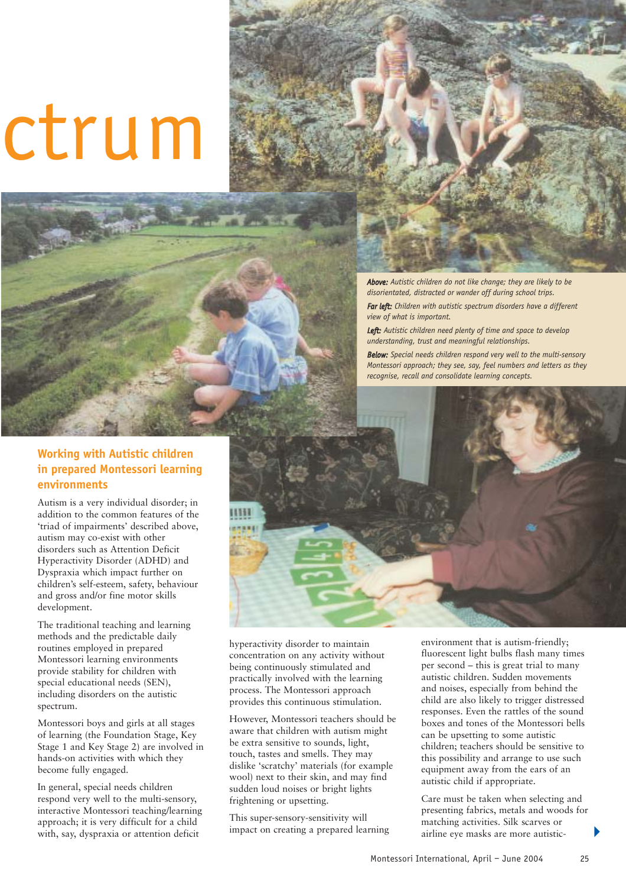ctrum

***Above:*** *Autistic children do not like change; they are likely to be disorientated, distracted or wander off during school trips.*

***Far left:*** *Children with autistic spectrum disorders have a different view of what is important.*

***Left:*** *Autistic children need plenty of time and space to develop understanding, trust and meaningful relationships.*

***Below:*** *Special needs children respond very well to the multi-sensory Montessori approach; they see, say, feel numbers and letters as they recognise, recall and consolidate learning concepts.*

## Working with Autistic children in prepared Montessori learning environments

Autism is a very individual disorder; in addition to the common features of the 'triad of impairments' described above, autism may co-exist with other disorders such as Attention Deficit Hyperactivity Disorder (ADHD) and Dyspraxia which impact further on children's self-esteem, safety, behaviour and gross and/or fine motor skills development.

The traditional teaching and learning methods and the predictable daily routines employed in prepared Montessori learning environments provide stability for children with special educational needs (SEN), including disorders on the autistic spectrum.

Montessori boys and girls at all stages of learning (the Foundation Stage, Key Stage 1 and Key Stage 2) are involved in hands-on activities with which they become fully engaged.

In general, special needs children respond very well to the multi-sensory, interactive Montessori teaching/learning approach; it is very difficult for a child with, say, dyspraxia or attention deficit hyperactivity disorder to maintain concentration on any activity without being continuously stimulated and practically involved with the learning process. The Montessori approach provides this continuous stimulation.

However, Montessori teachers should be aware that children with autism might be extra sensitive to sounds, light, touch, tastes and smells. They may dislike 'scratchy' materials (for example wool) next to their skin, and may find sudden loud noises or bright lights frightening or upsetting.

This super-sensory-sensitivity will impact on creating a prepared learning environment that is autism-friendly; fluorescent light bulbs flash many times per second – this is great trial to many autistic children. Sudden movements and noises, especially from behind the child are also likely to trigger distressed responses. Even the rattles of the sound boxes and tones of the Montessori bells can be upsetting to some autistic children; teachers should be sensitive to this possibility and arrange to use such equipment away from the ears of an autistic child if appropriate.

Care must be taken when selecting and presenting fabrics, metals and woods for matching activities. Silk scarves or airline eye masks are more autistic-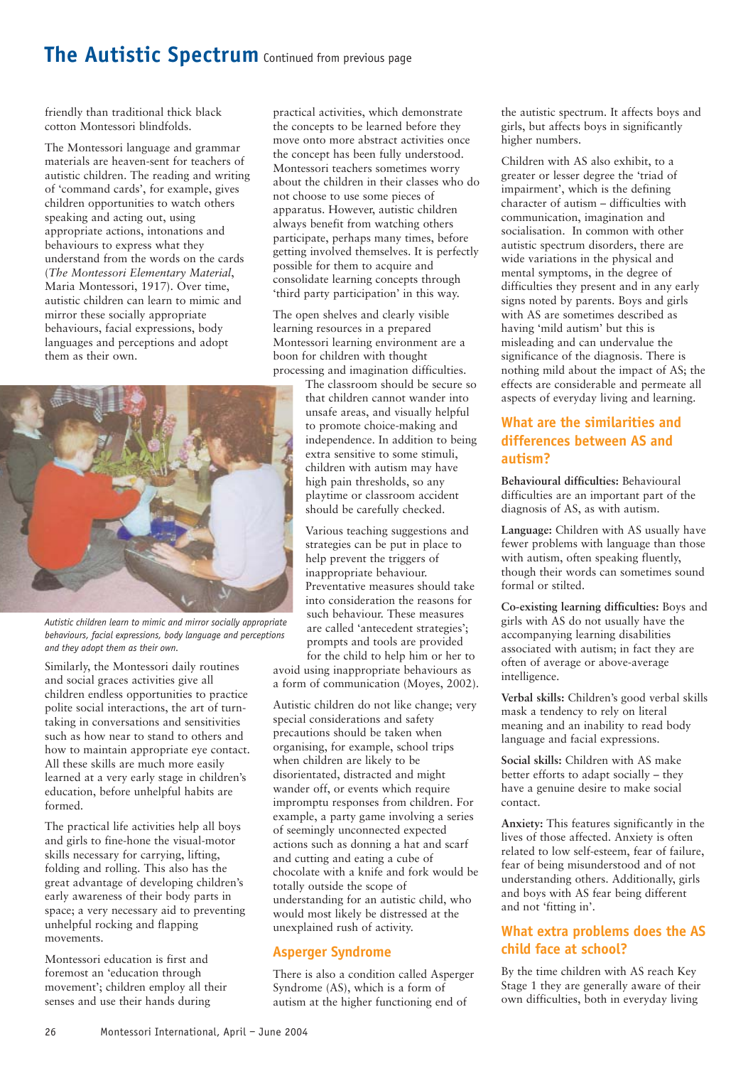# The Autistic Spectrum Continued from previous page

friendly than traditional thick black cotton Montessori blindfolds.

The Montessori language and grammar materials are heaven-sent for teachers of autistic children. The reading and writing of 'command cards', for example, gives children opportunities to watch others speaking and acting out, using appropriate actions, intonations and behaviours to express what they understand from the words on the cards (*The Montessori Elementary Material*, Maria Montessori, 1917). Over time, autistic children can learn to mimic and mirror these socially appropriate behaviours, facial expressions, body languages and perceptions and adopt them as their own.

*Autistic children learn to mimic and mirror socially appropriate behaviours, facial expressions, body language and perceptions and they adopt them as their own.*

Similarly, the Montessori daily routines and social graces activities give all children endless opportunities to practice polite social interactions, the art of turn-taking in conversations and sensitivities such as how near to stand to others and how to maintain appropriate eye contact. All these skills are much more easily learned at a very early stage in children's education, before unhelpful habits are formed.

The practical life activities help all boys and girls to fine-hone the visual-motor skills necessary for carrying, lifting, folding and rolling. This also has the great advantage of developing children's early awareness of their body parts in space; a very necessary aid to preventing unhelpful rocking and flapping movements.

Montessori education is first and foremost an 'education through movement'; children employ all their senses and use their hands during practical activities, which demonstrate the concepts to be learned before they move onto more abstract activities once the concept has been fully understood. Montessori teachers sometimes worry about the children in their classes who do not choose to use some pieces of apparatus. However, autistic children always benefit from watching others participate, perhaps many times, before getting involved themselves. It is perfectly possible for them to acquire and consolidate learning concepts through 'third party participation' in this way.

The open shelves and clearly visible learning resources in a prepared Montessori learning environment are a boon for children with thought processing and imagination difficulties. The classroom should be secure so that children cannot wander into unsafe areas, and visually helpful to promote choice-making and independence. In addition to being extra sensitive to some stimuli, children with autism may have high pain thresholds, so any playtime or classroom accident should be carefully checked.

Various teaching suggestions and strategies can be put in place to help prevent the triggers of inappropriate behaviour. Preventative measures should take into consideration the reasons for such behaviour. These measures are called 'antecedent strategies'; prompts and tools are provided for the child to help him or her to avoid using inappropriate behaviours as a form of communication (Moyes, 2002).

Autistic children do not like change; very special considerations and safety precautions should be taken when organising, for example, school trips when children are likely to be disorientated, distracted and might wander off, or events which require impromptu responses from children. For example, a party game involving a series of seemingly unconnected expected actions such as donning a hat and scarf and cutting and eating a cube of chocolate with a knife and fork would be totally outside the scope of understanding for an autistic child, who would most likely be distressed at the unexplained rush of activity.

## Asperger Syndrome

There is also a condition called Asperger Syndrome (AS), which is a form of autism at the higher functioning end of the autistic spectrum. It affects boys and girls, but affects boys in significantly higher numbers.

Children with AS also exhibit, to a greater or lesser degree the 'triad of impairment', which is the defining character of autism – difficulties with communication, imagination and socialisation. In common with other autistic spectrum disorders, there are wide variations in the physical and mental symptoms, in the degree of difficulties they present and in any early signs noted by parents. Boys and girls with AS are sometimes described as having 'mild autism' but this is misleading and can undervalue the significance of the diagnosis. There is nothing mild about the impact of AS; the effects are considerable and permeate all aspects of everyday living and learning.

## What are the similarities and differences between AS and autism?

**Behavioural difficulties:** Behavioural difficulties are an important part of the diagnosis of AS, as with autism.

**Language:** Children with AS usually have fewer problems with language than those with autism, often speaking fluently, though their words can sometimes sound formal or stilted.

**Co-existing learning difficulties:** Boys and girls with AS do not usually have the accompanying learning disabilities associated with autism; in fact they are often of average or above-average intelligence.

**Verbal skills:** Children's good verbal skills mask a tendency to rely on literal meaning and an inability to read body language and facial expressions.

**Social skills:** Children with AS make better efforts to adapt socially – they have a genuine desire to make social contact.

**Anxiety:** This features significantly in the lives of those affected. Anxiety is often related to low self-esteem, fear of failure, fear of being misunderstood and of not understanding others. Additionally, girls and boys with AS fear being different and not 'fitting in'.

## What extra problems does the AS child face at school?

By the time children with AS reach Key Stage 1 they are generally aware of their own difficulties, both in everyday living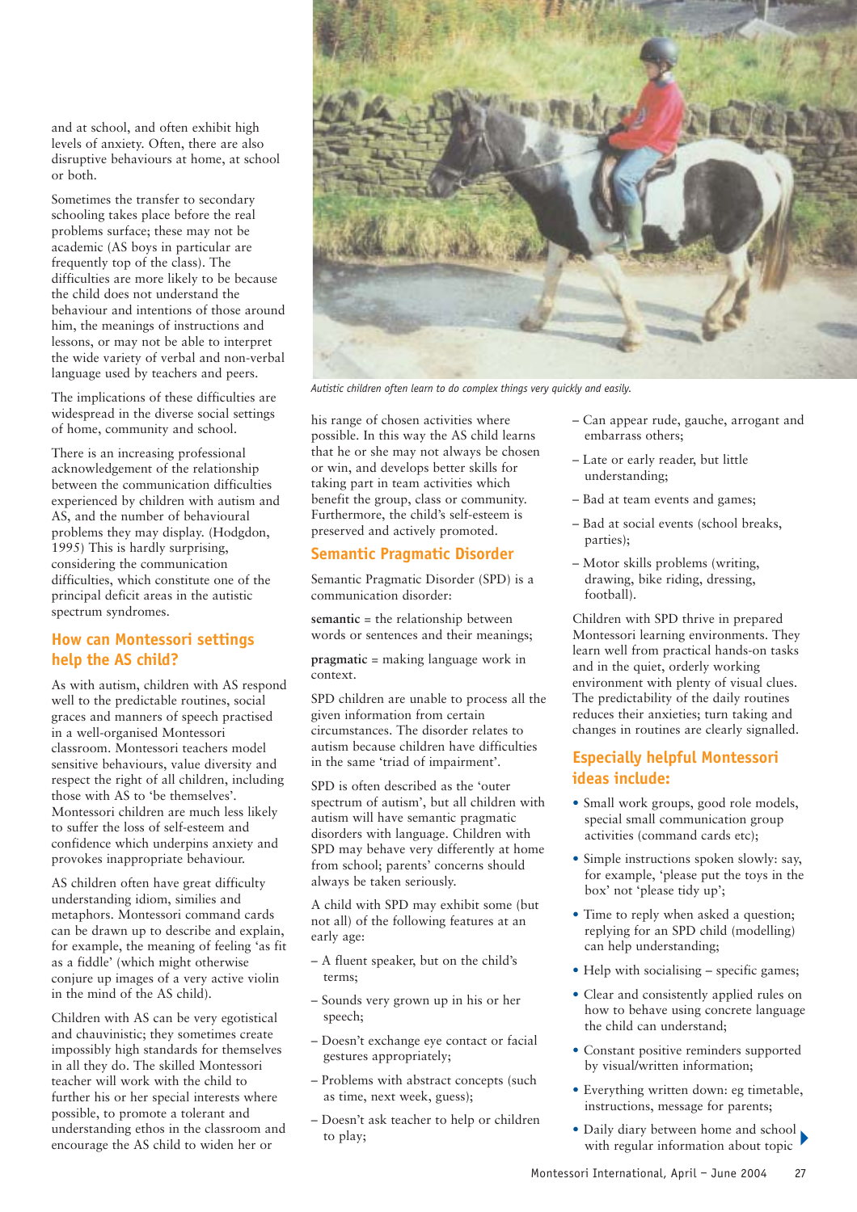and at school, and often exhibit high levels of anxiety. Often, there are also disruptive behaviours at home, at school or both.

Sometimes the transfer to secondary schooling takes place before the real problems surface; these may not be academic (AS boys in particular are frequently top of the class). The difficulties are more likely to be because the child does not understand the behaviour and intentions of those around him, the meanings of instructions and lessons, or may not be able to interpret the wide variety of verbal and non-verbal language used by teachers and peers.

The implications of these difficulties are widespread in the diverse social settings of home, community and school.

There is an increasing professional acknowledgement of the relationship between the communication difficulties experienced by children with autism and AS, and the number of behavioural problems they may display. (Hodgdon, 1995) This is hardly surprising, considering the communication difficulties, which constitute one of the principal deficit areas in the autistic spectrum syndromes.

## How can Montessori settings help the AS child?

As with autism, children with AS respond well to the predictable routines, social graces and manners of speech practised in a well-organised Montessori classroom. Montessori teachers model sensitive behaviours, value diversity and respect the right of all children, including those with AS to 'be themselves'. Montessori children are much less likely to suffer the loss of self-esteem and confidence which underpins anxiety and provokes inappropriate behaviour.

AS children often have great difficulty understanding idiom, similies and metaphors. Montessori command cards can be drawn up to describe and explain, for example, the meaning of feeling 'as fit as a fiddle' (which might otherwise conjure up images of a very active violin in the mind of the AS child).

Children with AS can be very egotistical and chauvinistic; they sometimes create impossibly high standards for themselves in all they do. The skilled Montessori teacher will work with the child to further his or her special interests where possible, to promote a tolerant and understanding ethos in the classroom and encourage the AS child to widen her or his range of chosen activities where possible. In this way the AS child learns that he or she may not always be chosen or win, and develops better skills for taking part in team activities which benefit the group, class or community. Furthermore, the child's self-esteem is preserved and actively promoted.

*Autistic children often learn to do complex things very quickly and easily.*

## Semantic Pragmatic Disorder

Semantic Pragmatic Disorder (SPD) is a communication disorder:

**semantic** = the relationship between words or sentences and their meanings;

**pragmatic** = making language work in context.

SPD children are unable to process all the given information from certain circumstances. The disorder relates to autism because children have difficulties in the same 'triad of impairment'.

SPD is often described as the 'outer spectrum of autism', but all children with autism will have semantic pragmatic disorders with language. Children with SPD may behave very differently at home from school; parents' concerns should always be taken seriously.

A child with SPD may exhibit some (but not all) of the following features at an early age:

- A fluent speaker, but on the child's terms;
- Sounds very grown up in his or her speech;
- Doesn't exchange eye contact or facial gestures appropriately;
- Problems with abstract concepts (such as time, next week, guess);
- Doesn't ask teacher to help or children to play;
- Can appear rude, gauche, arrogant and embarrass others;
- Late or early reader, but little understanding;
- Bad at team events and games;
- Bad at social events (school breaks, parties);
- Motor skills problems (writing, drawing, bike riding, dressing, football).

Children with SPD thrive in prepared Montessori learning environments. They learn well from practical hands-on tasks and in the quiet, orderly working environment with plenty of visual clues. The predictability of the daily routines reduces their anxieties; turn taking and changes in routines are clearly signalled.

## Especially helpful Montessori ideas include:

- Small work groups, good role models, special small communication group activities (command cards etc);
- Simple instructions spoken slowly: say, for example, 'please put the toys in the box' not 'please tidy up';
- Time to reply when asked a question; replying for an SPD child (modelling) can help understanding;
- Help with socialising – specific games;
- Clear and consistently applied rules on how to behave using concrete language the child can understand;
- Constant positive reminders supported by visual/written information;
- Everything written down: eg timetable, instructions, message for parents;
- Daily diary between home and school with regular information about topic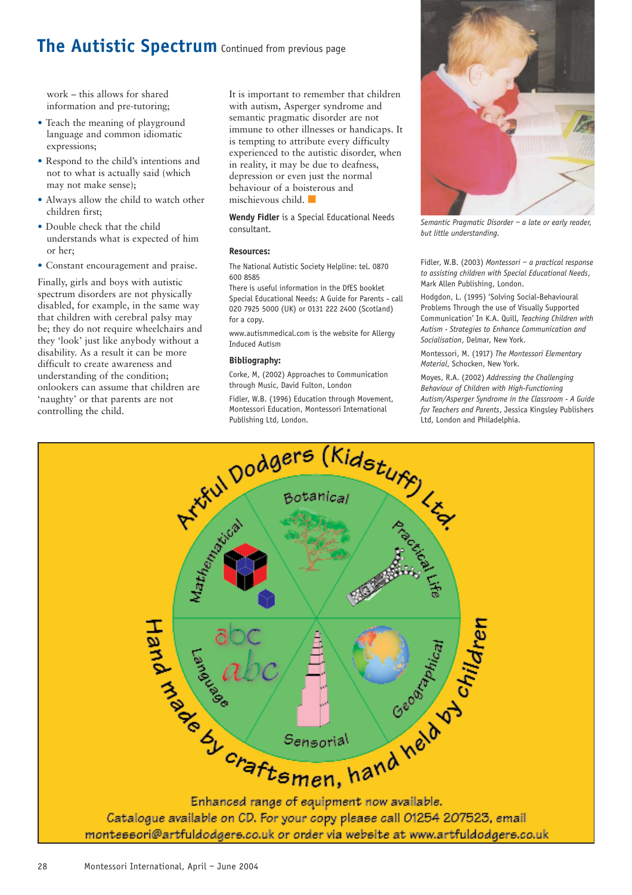## The Autistic Spectrum Continued from previous page

work – this allows for shared information and pre-tutoring;

- Teach the meaning of playground language and common idiomatic expressions;
- Respond to the child's intentions and not to what is actually said (which may not make sense);
- Always allow the child to watch other children first;
- Double check that the child understands what is expected of him or her;
- Constant encouragement and praise.

Finally, girls and boys with autistic spectrum disorders are not physically disabled, for example, in the same way that children with cerebral palsy may be; they do not require wheelchairs and they 'look' just like anybody without a disability. As a result it can be more difficult to create awareness and understanding of the condition; onlookers can assume that children are 'naughty' or that parents are not controlling the child.

It is important to remember that children with autism, Asperger syndrome and semantic pragmatic disorder are not immune to other illnesses or handicaps. It is tempting to attribute every difficulty experienced to the autistic disorder, when in reality, it may be due to deafness, depression or even just the normal behaviour of a boisterous and mischievous child.

**Wendy Fidler** is a Special Educational Needs consultant.

### Resources:

The National Autistic Society Helpline: tel. 0870 600 8585

There is useful information in the DfES booklet Special Educational Needs: A Guide for Parents - call 020 7925 5000 (UK) or 0131 222 2400 (Scotland) for a copy.

www.autismmedical.com is the website for Allergy Induced Autism

### Bibliography:

Corke, M, (2002) Approaches to Communication through Music, David Fulton, London

Fidler, W.B. (1996) Education through Movement, Montessori Education, Montessori International Publishing Ltd, London.

*Semantic Pragmatic Disorder – a late or early reader, but little understanding.*

Fidler, W.B. (2003) *Montessori – a practical response to assisting children with Special Educational Needs*, Mark Allen Publishing, London.

Hodgdon, L. (1995) 'Solving Social-Behavioural Problems Through the use of Visually Supported Communication' In K.A. Quill, *Teaching Children with Autism - Strategies to Enhance Communication and Socialisation*, Delmar, New York.

Montessori, M. (1917) *The Montessori Elementary Material*, Schocken, New York.

Moyes, R.A. (2002) *Addressing the Challenging Behaviour of Children with High-Functioning Autism/Asperger Syndrome in the Classroom - A Guide for Teachers and Parents*, Jessica Kingsley Publishers Ltd, London and Philadelphia.

Artful Dodgers (Kidstuff) Ltd.

Botanical · Practical Life · Geographical · Sensorial · Language · Mathematical

Hand made by craftsmen, hand held by children

Enhanced range of equipment now available.

Catalogue available on CD. For your copy please call 01254 207523, email montessori@artfuldodgers.co.uk or order via website at www.artfuldodgers.co.uk